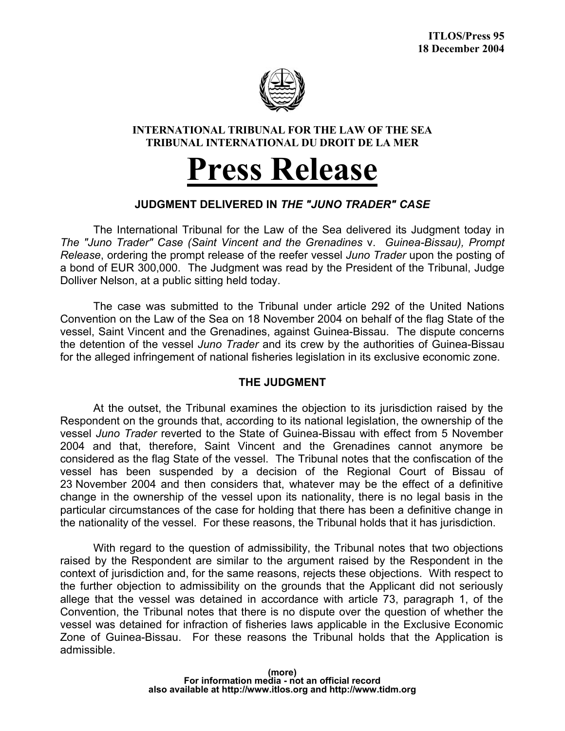**ITLOS/Press 95**
**18 December 2004**

**INTERNATIONAL TRIBUNAL FOR THE LAW OF THE SEA**
**TRIBUNAL INTERNATIONAL DU DROIT DE LA MER**

# Press Release

## JUDGMENT DELIVERED IN *THE "JUNO TRADER" CASE*

The International Tribunal for the Law of the Sea delivered its Judgment today in *The "Juno Trader" Case (Saint Vincent and the Grenadines* v. *Guinea-Bissau), Prompt Release*, ordering the prompt release of the reefer vessel *Juno Trader* upon the posting of a bond of EUR 300,000. The Judgment was read by the President of the Tribunal, Judge Dolliver Nelson, at a public sitting held today.

The case was submitted to the Tribunal under article 292 of the United Nations Convention on the Law of the Sea on 18 November 2004 on behalf of the flag State of the vessel, Saint Vincent and the Grenadines, against Guinea-Bissau. The dispute concerns the detention of the vessel *Juno Trader* and its crew by the authorities of Guinea-Bissau for the alleged infringement of national fisheries legislation in its exclusive economic zone.

## THE JUDGMENT

At the outset, the Tribunal examines the objection to its jurisdiction raised by the Respondent on the grounds that, according to its national legislation, the ownership of the vessel *Juno Trader* reverted to the State of Guinea-Bissau with effect from 5 November 2004 and that, therefore, Saint Vincent and the Grenadines cannot anymore be considered as the flag State of the vessel. The Tribunal notes that the confiscation of the vessel has been suspended by a decision of the Regional Court of Bissau of 23 November 2004 and then considers that, whatever may be the effect of a definitive change in the ownership of the vessel upon its nationality, there is no legal basis in the particular circumstances of the case for holding that there has been a definitive change in the nationality of the vessel. For these reasons, the Tribunal holds that it has jurisdiction.

With regard to the question of admissibility, the Tribunal notes that two objections raised by the Respondent are similar to the argument raised by the Respondent in the context of jurisdiction and, for the same reasons, rejects these objections. With respect to the further objection to admissibility on the grounds that the Applicant did not seriously allege that the vessel was detained in accordance with article 73, paragraph 1, of the Convention, the Tribunal notes that there is no dispute over the question of whether the vessel was detained for infraction of fisheries laws applicable in the Exclusive Economic Zone of Guinea-Bissau. For these reasons the Tribunal holds that the Application is admissible.

**(more)**
**For information media - not an official record**
**also available at http://www.itlos.org and http://www.tidm.org**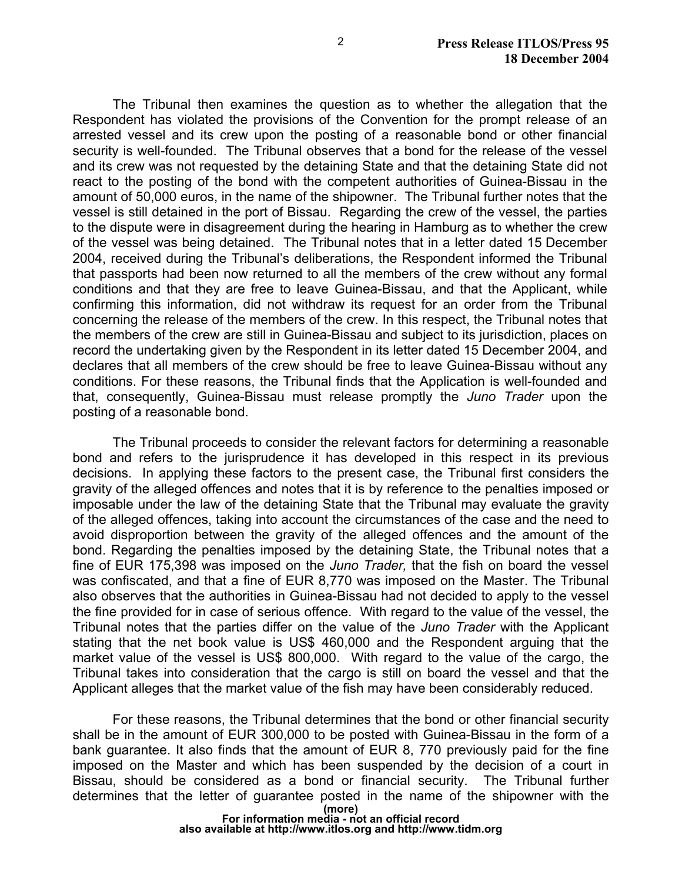The Tribunal then examines the question as to whether the allegation that the Respondent has violated the provisions of the Convention for the prompt release of an arrested vessel and its crew upon the posting of a reasonable bond or other financial security is well-founded. The Tribunal observes that a bond for the release of the vessel and its crew was not requested by the detaining State and that the detaining State did not react to the posting of the bond with the competent authorities of Guinea-Bissau in the amount of 50,000 euros, in the name of the shipowner. The Tribunal further notes that the vessel is still detained in the port of Bissau. Regarding the crew of the vessel, the parties to the dispute were in disagreement during the hearing in Hamburg as to whether the crew of the vessel was being detained. The Tribunal notes that in a letter dated 15 December 2004, received during the Tribunal's deliberations, the Respondent informed the Tribunal that passports had been now returned to all the members of the crew without any formal conditions and that they are free to leave Guinea-Bissau, and that the Applicant, while confirming this information, did not withdraw its request for an order from the Tribunal concerning the release of the members of the crew. In this respect, the Tribunal notes that the members of the crew are still in Guinea-Bissau and subject to its jurisdiction, places on record the undertaking given by the Respondent in its letter dated 15 December 2004, and declares that all members of the crew should be free to leave Guinea-Bissau without any conditions. For these reasons, the Tribunal finds that the Application is well-founded and that, consequently, Guinea-Bissau must release promptly the *Juno Trader* upon the posting of a reasonable bond.

The Tribunal proceeds to consider the relevant factors for determining a reasonable bond and refers to the jurisprudence it has developed in this respect in its previous decisions. In applying these factors to the present case, the Tribunal first considers the gravity of the alleged offences and notes that it is by reference to the penalties imposed or imposable under the law of the detaining State that the Tribunal may evaluate the gravity of the alleged offences, taking into account the circumstances of the case and the need to avoid disproportion between the gravity of the alleged offences and the amount of the bond. Regarding the penalties imposed by the detaining State, the Tribunal notes that a fine of EUR 175,398 was imposed on the *Juno Trader,* that the fish on board the vessel was confiscated, and that a fine of EUR 8,770 was imposed on the Master. The Tribunal also observes that the authorities in Guinea-Bissau had not decided to apply to the vessel the fine provided for in case of serious offence. With regard to the value of the vessel, the Tribunal notes that the parties differ on the value of the *Juno Trader* with the Applicant stating that the net book value is US$ 460,000 and the Respondent arguing that the market value of the vessel is US$ 800,000. With regard to the value of the cargo, the Tribunal takes into consideration that the cargo is still on board the vessel and that the Applicant alleges that the market value of the fish may have been considerably reduced.

For these reasons, the Tribunal determines that the bond or other financial security shall be in the amount of EUR 300,000 to be posted with Guinea-Bissau in the form of a bank guarantee. It also finds that the amount of EUR 8, 770 previously paid for the fine imposed on the Master and which has been suspended by the decision of a court in Bissau, should be considered as a bond or financial security. The Tribunal further determines that the letter of guarantee posted in the name of the shipowner with the

(more)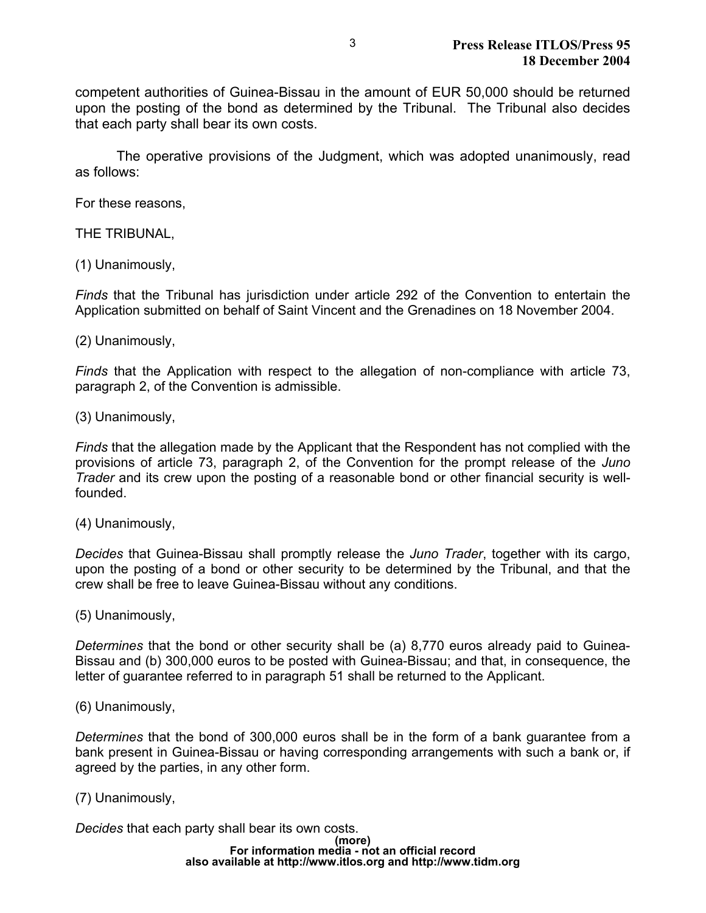competent authorities of Guinea-Bissau in the amount of EUR 50,000 should be returned upon the posting of the bond as determined by the Tribunal. The Tribunal also decides that each party shall bear its own costs.

The operative provisions of the Judgment, which was adopted unanimously, read as follows:

For these reasons,

THE TRIBUNAL,

(1) Unanimously,

*Finds* that the Tribunal has jurisdiction under article 292 of the Convention to entertain the Application submitted on behalf of Saint Vincent and the Grenadines on 18 November 2004.

(2) Unanimously,

*Finds* that the Application with respect to the allegation of non-compliance with article 73, paragraph 2, of the Convention is admissible.

(3) Unanimously,

*Finds* that the allegation made by the Applicant that the Respondent has not complied with the provisions of article 73, paragraph 2, of the Convention for the prompt release of the *Juno Trader* and its crew upon the posting of a reasonable bond or other financial security is well-founded.

(4) Unanimously,

*Decides* that Guinea-Bissau shall promptly release the *Juno Trader*, together with its cargo, upon the posting of a bond or other security to be determined by the Tribunal, and that the crew shall be free to leave Guinea-Bissau without any conditions.

(5) Unanimously,

*Determines* that the bond or other security shall be (a) 8,770 euros already paid to Guinea-Bissau and (b) 300,000 euros to be posted with Guinea-Bissau; and that, in consequence, the letter of guarantee referred to in paragraph 51 shall be returned to the Applicant.

(6) Unanimously,

*Determines* that the bond of 300,000 euros shall be in the form of a bank guarantee from a bank present in Guinea-Bissau or having corresponding arrangements with such a bank or, if agreed by the parties, in any other form.

(7) Unanimously,

*Decides* that each party shall bear its own costs.

**(more)**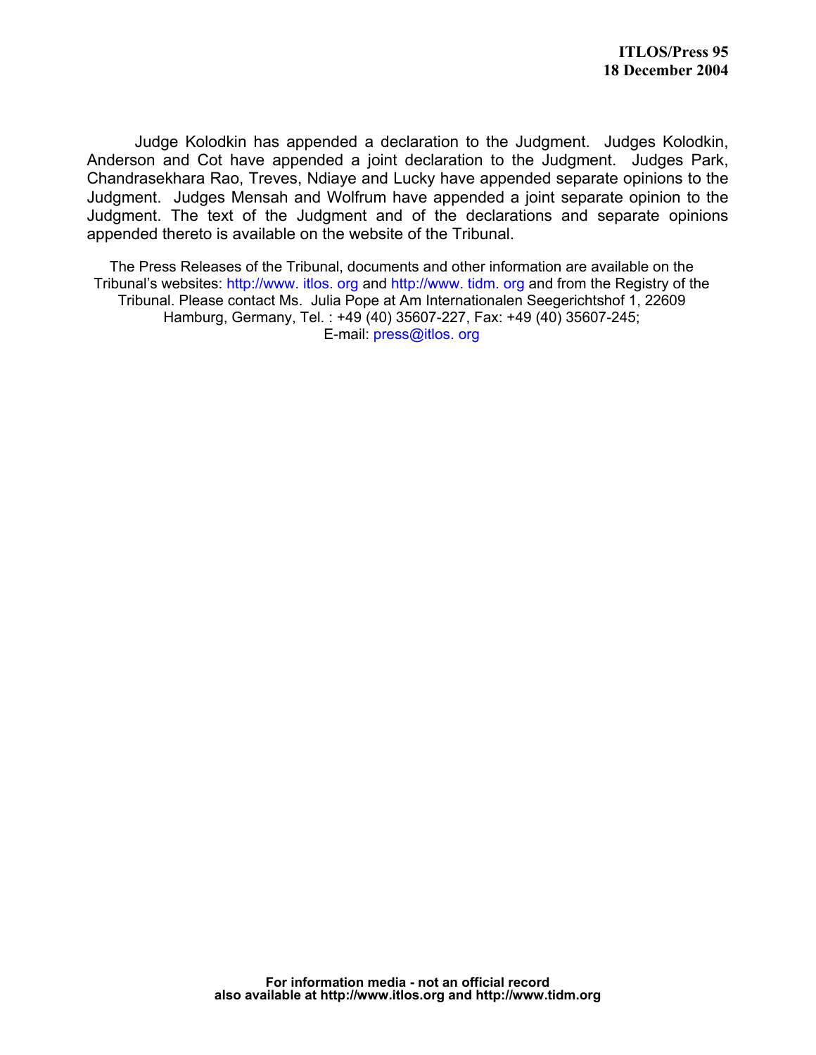Judge Kolodkin has appended a declaration to the Judgment. Judges Kolodkin, Anderson and Cot have appended a joint declaration to the Judgment. Judges Park, Chandrasekhara Rao, Treves, Ndiaye and Lucky have appended separate opinions to the Judgment. Judges Mensah and Wolfrum have appended a joint separate opinion to the Judgment. The text of the Judgment and of the declarations and separate opinions appended thereto is available on the website of the Tribunal.

The Press Releases of the Tribunal, documents and other information are available on the Tribunal's websites: http://www. itlos. org and http://www. tidm. org and from the Registry of the Tribunal. Please contact Ms. Julia Pope at Am Internationalen Seegerichtshof 1, 22609 Hamburg, Germany, Tel. : +49 (40) 35607-227, Fax: +49 (40) 35607-245; E-mail: press@itlos. org